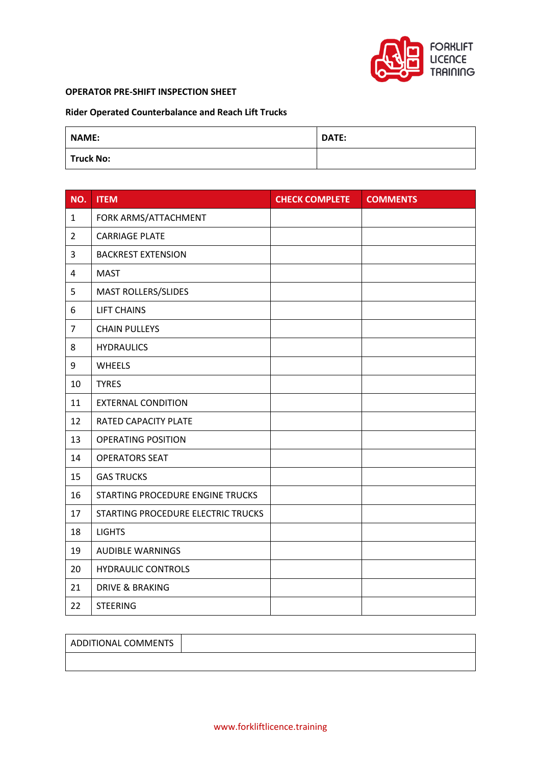FORKLIFT LICENCE TRAINING

**OPERATOR PRE-SHIFT INSPECTION SHEET**

**Rider Operated Counterbalance and Reach Lift Trucks**

| **NAME:** | **DATE:** |
|---|---|
| **Truck No:** | |

| NO. | ITEM | CHECK COMPLETE | COMMENTS |
|---|---|---|---|
| 1 | FORK ARMS/ATTACHMENT | | |
| 2 | CARRIAGE PLATE | | |
| 3 | BACKREST EXTENSION | | |
| 4 | MAST | | |
| 5 | MAST ROLLERS/SLIDES | | |
| 6 | LIFT CHAINS | | |
| 7 | CHAIN PULLEYS | | |
| 8 | HYDRAULICS | | |
| 9 | WHEELS | | |
| 10 | TYRES | | |
| 11 | EXTERNAL CONDITION | | |
| 12 | RATED CAPACITY PLATE | | |
| 13 | OPERATING POSITION | | |
| 14 | OPERATORS SEAT | | |
| 15 | GAS TRUCKS | | |
| 16 | STARTING PROCEDURE ENGINE TRUCKS | | |
| 17 | STARTING PROCEDURE ELECTRIC TRUCKS | | |
| 18 | LIGHTS | | |
| 19 | AUDIBLE WARNINGS | | |
| 20 | HYDRAULIC CONTROLS | | |
| 21 | DRIVE & BRAKING | | |
| 22 | STEERING | | |

| ADDITIONAL COMMENTS | |
|---|---|
| | |

www.forkliftlicence.training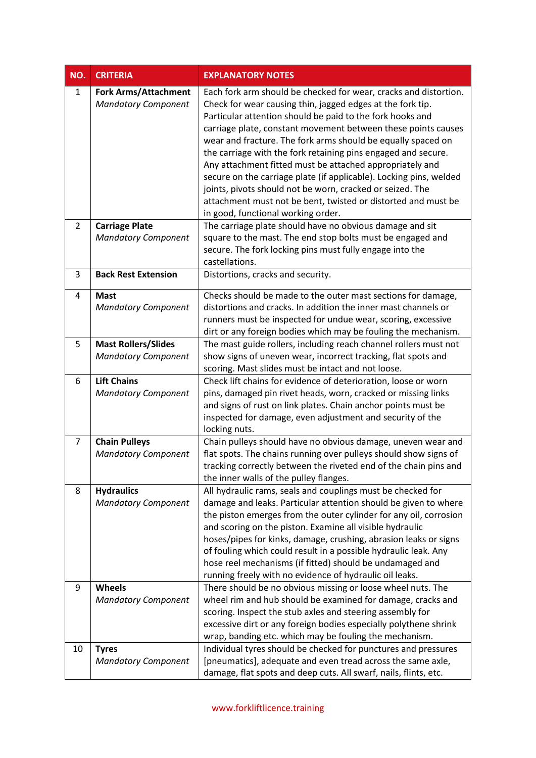| NO. | CRITERIA | EXPLANATORY NOTES |
|---|---|---|
| 1 | **Fork Arms/Attachment** *Mandatory Component* | Each fork arm should be checked for wear, cracks and distortion. Check for wear causing thin, jagged edges at the fork tip. Particular attention should be paid to the fork hooks and carriage plate, constant movement between these points causes wear and fracture. The fork arms should be equally spaced on the carriage with the fork retaining pins engaged and secure. Any attachment fitted must be attached appropriately and secure on the carriage plate (if applicable). Locking pins, welded joints, pivots should not be worn, cracked or seized. The attachment must not be bent, twisted or distorted and must be in good, functional working order. |
| 2 | **Carriage Plate** *Mandatory Component* | The carriage plate should have no obvious damage and sit square to the mast. The end stop bolts must be engaged and secure. The fork locking pins must fully engage into the castellations. |
| 3 | **Back Rest Extension** | Distortions, cracks and security. |
| 4 | **Mast** *Mandatory Component* | Checks should be made to the outer mast sections for damage, distortions and cracks. In addition the inner mast channels or runners must be inspected for undue wear, scoring, excessive dirt or any foreign bodies which may be fouling the mechanism. |
| 5 | **Mast Rollers/Slides** *Mandatory Component* | The mast guide rollers, including reach channel rollers must not show signs of uneven wear, incorrect tracking, flat spots and scoring. Mast slides must be intact and not loose. |
| 6 | **Lift Chains** *Mandatory Component* | Check lift chains for evidence of deterioration, loose or worn pins, damaged pin rivet heads, worn, cracked or missing links and signs of rust on link plates. Chain anchor points must be inspected for damage, even adjustment and security of the locking nuts. |
| 7 | **Chain Pulleys** *Mandatory Component* | Chain pulleys should have no obvious damage, uneven wear and flat spots. The chains running over pulleys should show signs of tracking correctly between the riveted end of the chain pins and the inner walls of the pulley flanges. |
| 8 | **Hydraulics** *Mandatory Component* | All hydraulic rams, seals and couplings must be checked for damage and leaks. Particular attention should be given to where the piston emerges from the outer cylinder for any oil, corrosion and scoring on the piston. Examine all visible hydraulic hoses/pipes for kinks, damage, crushing, abrasion leaks or signs of fouling which could result in a possible hydraulic leak. Any hose reel mechanisms (if fitted) should be undamaged and running freely with no evidence of hydraulic oil leaks. |
| 9 | **Wheels** *Mandatory Component* | There should be no obvious missing or loose wheel nuts. The wheel rim and hub should be examined for damage, cracks and scoring. Inspect the stub axles and steering assembly for excessive dirt or any foreign bodies especially polythene shrink wrap, banding etc. which may be fouling the mechanism. |
| 10 | **Tyres** *Mandatory Component* | Individual tyres should be checked for punctures and pressures [pneumatics], adequate and even tread across the same axle, damage, flat spots and deep cuts. All swarf, nails, flints, etc. |

www.forkliftlicence.training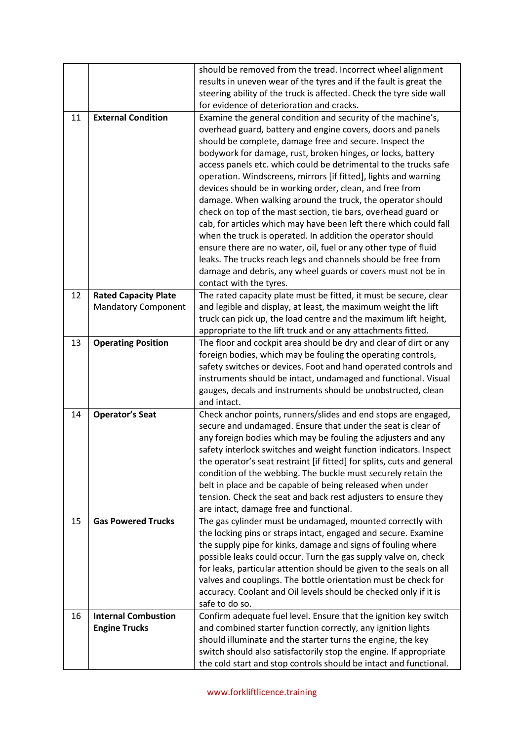| | | |
|---|---|---|
| | | should be removed from the tread. Incorrect wheel alignment results in uneven wear of the tyres and if the fault is great the steering ability of the truck is affected. Check the tyre side wall for evidence of deterioration and cracks. |
| 11 | **External Condition** | Examine the general condition and security of the machine's, overhead guard, battery and engine covers, doors and panels should be complete, damage free and secure. Inspect the bodywork for damage, rust, broken hinges, or locks, battery access panels etc. which could be detrimental to the trucks safe operation. Windscreens, mirrors [if fitted], lights and warning devices should be in working order, clean, and free from damage. When walking around the truck, the operator should check on top of the mast section, tie bars, overhead guard or cab, for articles which may have been left there which could fall when the truck is operated. In addition the operator should ensure there are no water, oil, fuel or any other type of fluid leaks. The trucks reach legs and channels should be free from damage and debris, any wheel guards or covers must not be in contact with the tyres. |
| 12 | **Rated Capacity Plate** Mandatory Component | The rated capacity plate must be fitted, it must be secure, clear and legible and display, at least, the maximum weight the lift truck can pick up, the load centre and the maximum lift height, appropriate to the lift truck and or any attachments fitted. |
| 13 | **Operating Position** | The floor and cockpit area should be dry and clear of dirt or any foreign bodies, which may be fouling the operating controls, safety switches or devices. Foot and hand operated controls and instruments should be intact, undamaged and functional. Visual gauges, decals and instruments should be unobstructed, clean and intact. |
| 14 | **Operator's Seat** | Check anchor points, runners/slides and end stops are engaged, secure and undamaged. Ensure that under the seat is clear of any foreign bodies which may be fouling the adjusters and any safety interlock switches and weight function indicators. Inspect the operator's seat restraint [if fitted] for splits, cuts and general condition of the webbing. The buckle must securely retain the belt in place and be capable of being released when under tension. Check the seat and back rest adjusters to ensure they are intact, damage free and functional. |
| 15 | **Gas Powered Trucks** | The gas cylinder must be undamaged, mounted correctly with the locking pins or straps intact, engaged and secure. Examine the supply pipe for kinks, damage and signs of fouling where possible leaks could occur. Turn the gas supply valve on, check for leaks, particular attention should be given to the seals on all valves and couplings. The bottle orientation must be check for accuracy. Coolant and Oil levels should be checked only if it is safe to do so. |
| 16 | **Internal Combustion Engine Trucks** | Confirm adequate fuel level. Ensure that the ignition key switch and combined starter function correctly, any ignition lights should illuminate and the starter turns the engine, the key switch should also satisfactorily stop the engine. If appropriate the cold start and stop controls should be intact and functional. |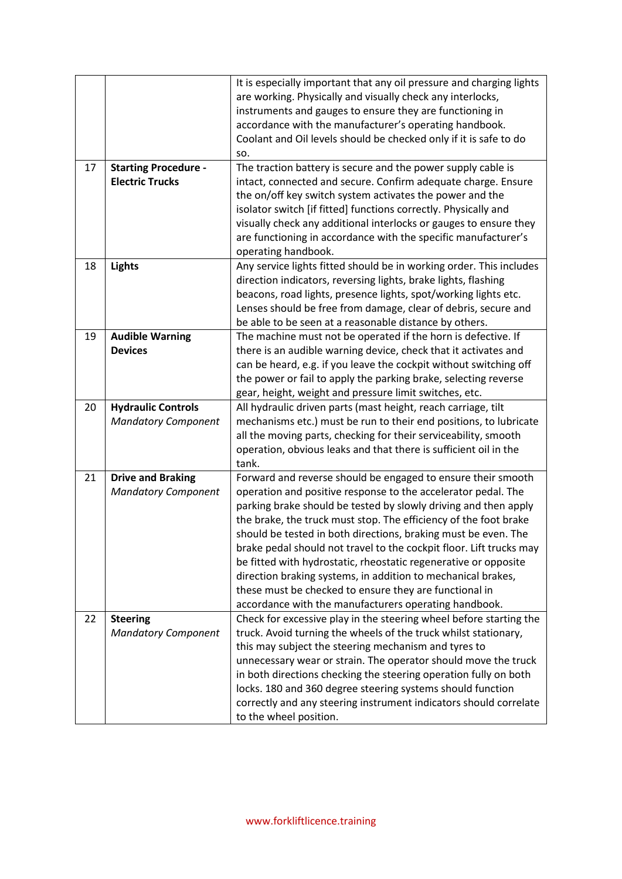| | | |
|---|---|---|
| | | It is especially important that any oil pressure and charging lights are working. Physically and visually check any interlocks, instruments and gauges to ensure they are functioning in accordance with the manufacturer's operating handbook. Coolant and Oil levels should be checked only if it is safe to do so. |
| 17 | **Starting Procedure - Electric Trucks** | The traction battery is secure and the power supply cable is intact, connected and secure. Confirm adequate charge. Ensure the on/off key switch system activates the power and the isolator switch [if fitted] functions correctly. Physically and visually check any additional interlocks or gauges to ensure they are functioning in accordance with the specific manufacturer's operating handbook. |
| 18 | **Lights** | Any service lights fitted should be in working order. This includes direction indicators, reversing lights, brake lights, flashing beacons, road lights, presence lights, spot/working lights etc. Lenses should be free from damage, clear of debris, secure and be able to be seen at a reasonable distance by others. |
| 19 | **Audible Warning Devices** | The machine must not be operated if the horn is defective. If there is an audible warning device, check that it activates and can be heard, e.g. if you leave the cockpit without switching off the power or fail to apply the parking brake, selecting reverse gear, height, weight and pressure limit switches, etc. |
| 20 | **Hydraulic Controls** *Mandatory Component* | All hydraulic driven parts (mast height, reach carriage, tilt mechanisms etc.) must be run to their end positions, to lubricate all the moving parts, checking for their serviceability, smooth operation, obvious leaks and that there is sufficient oil in the tank. |
| 21 | **Drive and Braking** *Mandatory Component* | Forward and reverse should be engaged to ensure their smooth operation and positive response to the accelerator pedal. The parking brake should be tested by slowly driving and then apply the brake, the truck must stop. The efficiency of the foot brake should be tested in both directions, braking must be even. The brake pedal should not travel to the cockpit floor. Lift trucks may be fitted with hydrostatic, rheostatic regenerative or opposite direction braking systems, in addition to mechanical brakes, these must be checked to ensure they are functional in accordance with the manufacturers operating handbook. |
| 22 | **Steering** *Mandatory Component* | Check for excessive play in the steering wheel before starting the truck. Avoid turning the wheels of the truck whilst stationary, this may subject the steering mechanism and tyres to unnecessary wear or strain. The operator should move the truck in both directions checking the steering operation fully on both locks. 180 and 360 degree steering systems should function correctly and any steering instrument indicators should correlate to the wheel position. |